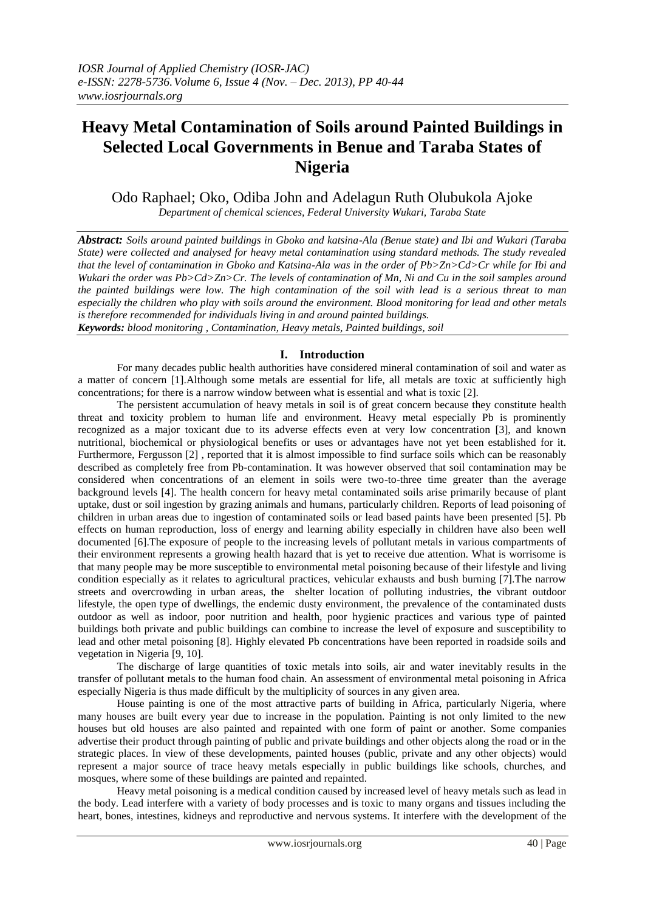# Heavy Metal Contamination of Soils around Painted Buildings in Selected Local Governments in Benue and Taraba States of Nigeria

Odo Raphael; Oko, Odiba John and Adelagun Ruth Olubukola Ajoke

*Department of chemical sciences, Federal University Wukari, Taraba State*

***Abstract:*** *Soils around painted buildings in Gboko and katsina-Ala (Benue state) and Ibi and Wukari (Taraba State) were collected and analysed for heavy metal contamination using standard methods. The study revealed that the level of contamination in Gboko and Katsina-Ala was in the order of Pb>Zn>Cd>Cr while for Ibi and Wukari the order was Pb>Cd>Zn>Cr. The levels of contamination of Mn, Ni and Cu in the soil samples around the painted buildings were low. The high contamination of the soil with lead is a serious threat to man especially the children who play with soils around the environment. Blood monitoring for lead and other metals is therefore recommended for individuals living in and around painted buildings.*

***Keywords:*** *blood monitoring , Contamination, Heavy metals, Painted buildings, soil*

## I. Introduction

For many decades public health authorities have considered mineral contamination of soil and water as a matter of concern [1].Although some metals are essential for life, all metals are toxic at sufficiently high concentrations; for there is a narrow window between what is essential and what is toxic [2].

The persistent accumulation of heavy metals in soil is of great concern because they constitute health threat and toxicity problem to human life and environment. Heavy metal especially Pb is prominently recognized as a major toxicant due to its adverse effects even at very low concentration [3], and known nutritional, biochemical or physiological benefits or uses or advantages have not yet been established for it. Furthermore, Fergusson [2] , reported that it is almost impossible to find surface soils which can be reasonably described as completely free from Pb-contamination. It was however observed that soil contamination may be considered when concentrations of an element in soils were two-to-three time greater than the average background levels [4]. The health concern for heavy metal contaminated soils arise primarily because of plant uptake, dust or soil ingestion by grazing animals and humans, particularly children. Reports of lead poisoning of children in urban areas due to ingestion of contaminated soils or lead based paints have been presented [5]. Pb effects on human reproduction, loss of energy and learning ability especially in children have also been well documented [6].The exposure of people to the increasing levels of pollutant metals in various compartments of their environment represents a growing health hazard that is yet to receive due attention. What is worrisome is that many people may be more susceptible to environmental metal poisoning because of their lifestyle and living condition especially as it relates to agricultural practices, vehicular exhausts and bush burning [7].The narrow streets and overcrowding in urban areas, the shelter location of polluting industries, the vibrant outdoor lifestyle, the open type of dwellings, the endemic dusty environment, the prevalence of the contaminated dusts outdoor as well as indoor, poor nutrition and health, poor hygienic practices and various type of painted buildings both private and public buildings can combine to increase the level of exposure and susceptibility to lead and other metal poisoning [8]. Highly elevated Pb concentrations have been reported in roadside soils and vegetation in Nigeria [9, 10].

The discharge of large quantities of toxic metals into soils, air and water inevitably results in the transfer of pollutant metals to the human food chain. An assessment of environmental metal poisoning in Africa especially Nigeria is thus made difficult by the multiplicity of sources in any given area.

House painting is one of the most attractive parts of building in Africa, particularly Nigeria, where many houses are built every year due to increase in the population. Painting is not only limited to the new houses but old houses are also painted and repainted with one form of paint or another. Some companies advertise their product through painting of public and private buildings and other objects along the road or in the strategic places. In view of these developments, painted houses (public, private and any other objects) would represent a major source of trace heavy metals especially in public buildings like schools, churches, and mosques, where some of these buildings are painted and repainted.

Heavy metal poisoning is a medical condition caused by increased level of heavy metals such as lead in the body. Lead interfere with a variety of body processes and is toxic to many organs and tissues including the heart, bones, intestines, kidneys and reproductive and nervous systems. It interfere with the development of the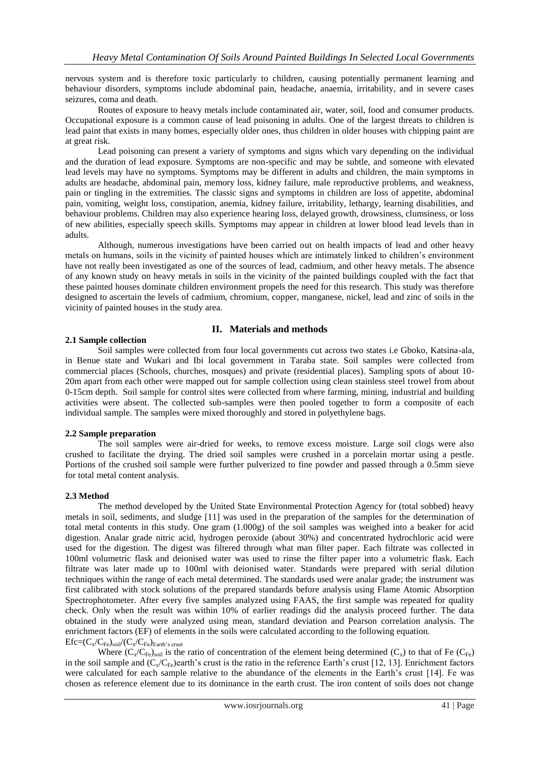nervous system and is therefore toxic particularly to children, causing potentially permanent learning and behaviour disorders, symptoms include abdominal pain, headache, anaemia, irritability, and in severe cases seizures, coma and death.

Routes of exposure to heavy metals include contaminated air, water, soil, food and consumer products. Occupational exposure is a common cause of lead poisoning in adults. One of the largest threats to children is lead paint that exists in many homes, especially older ones, thus children in older houses with chipping paint are at great risk.

Lead poisoning can present a variety of symptoms and signs which vary depending on the individual and the duration of lead exposure. Symptoms are non-specific and may be subtle, and someone with elevated lead levels may have no symptoms. Symptoms may be different in adults and children, the main symptoms in adults are headache, abdominal pain, memory loss, kidney failure, male reproductive problems, and weakness, pain or tingling in the extremities. The classic signs and symptoms in children are loss of appetite, abdominal pain, vomiting, weight loss, constipation, anemia, kidney failure, irritability, lethargy, learning disabilities, and behaviour problems. Children may also experience hearing loss, delayed growth, drowsiness, clumsiness, or loss of new abilities, especially speech skills. Symptoms may appear in children at lower blood lead levels than in adults.

Although, numerous investigations have been carried out on health impacts of lead and other heavy metals on humans, soils in the vicinity of painted houses which are intimately linked to children's environment have not really been investigated as one of the sources of lead, cadmium, and other heavy metals. The absence of any known study on heavy metals in soils in the vicinity of the painted buildings coupled with the fact that these painted houses dominate children environment propels the need for this research. This study was therefore designed to ascertain the levels of cadmium, chromium, copper, manganese, nickel, lead and zinc of soils in the vicinity of painted houses in the study area.

## II. Materials and methods

### 2.1 Sample collection

Soil samples were collected from four local governments cut across two states i.e Gboko, Katsina-ala, in Benue state and Wukari and Ibi local government in Taraba state. Soil samples were collected from commercial places (Schools, churches, mosques) and private (residential places). Sampling spots of about 10-20m apart from each other were mapped out for sample collection using clean stainless steel trowel from about 0-15cm depth. Soil sample for control sites were collected from where farming, mining, industrial and building activities were absent. The collected sub-samples were then pooled together to form a composite of each individual sample. The samples were mixed thoroughly and stored in polyethylene bags.

### 2.2 Sample preparation

The soil samples were air-dried for weeks, to remove excess moisture. Large soil clogs were also crushed to facilitate the drying. The dried soil samples were crushed in a porcelain mortar using a pestle. Portions of the crushed soil sample were further pulverized to fine powder and passed through a 0.5mm sieve for total metal content analysis.

### 2.3 Method

The method developed by the United State Environmental Protection Agency for (total sobbed) heavy metals in soil, sediments, and sludge [11] was used in the preparation of the samples for the determination of total metal contents in this study. One gram (1.000g) of the soil samples was weighed into a beaker for acid digestion. Analar grade nitric acid, hydrogen peroxide (about 30%) and concentrated hydrochloric acid were used for the digestion. The digest was filtered through what man filter paper. Each filtrate was collected in 100ml volumetric flask and deionised water was used to rinse the filter paper into a volumetric flask. Each filtrate was later made up to 100ml with deionised water. Standards were prepared with serial dilution techniques within the range of each metal determined. The standards used were analar grade; the instrument was first calibrated with stock solutions of the prepared standards before analysis using Flame Atomic Absorption Spectrophotometer. After every five samples analyzed using FAAS, the first sample was repeated for quality check. Only when the result was within 10% of earlier readings did the analysis proceed further. The data obtained in the study were analyzed using mean, standard deviation and Pearson correlation analysis. The enrichment factors (EF) of elements in the soils were calculated according to the following equation.

$$Efc=(C_x/C_{Fe})_{soil}/(C_x/C_{Fe})_{Earth's\ crust}$$

Where $(C_x/C_{Fe})_{soil}$ is the ratio of concentration of the element being determined ($C_x$) to that of Fe ($C_{Fe}$) in the soil sample and $(C_x/C_{Fe})$earth's crust is the ratio in the reference Earth's crust [12, 13]. Enrichment factors were calculated for each sample relative to the abundance of the elements in the Earth's crust [14]. Fe was chosen as reference element due to its dominance in the earth crust. The iron content of soils does not change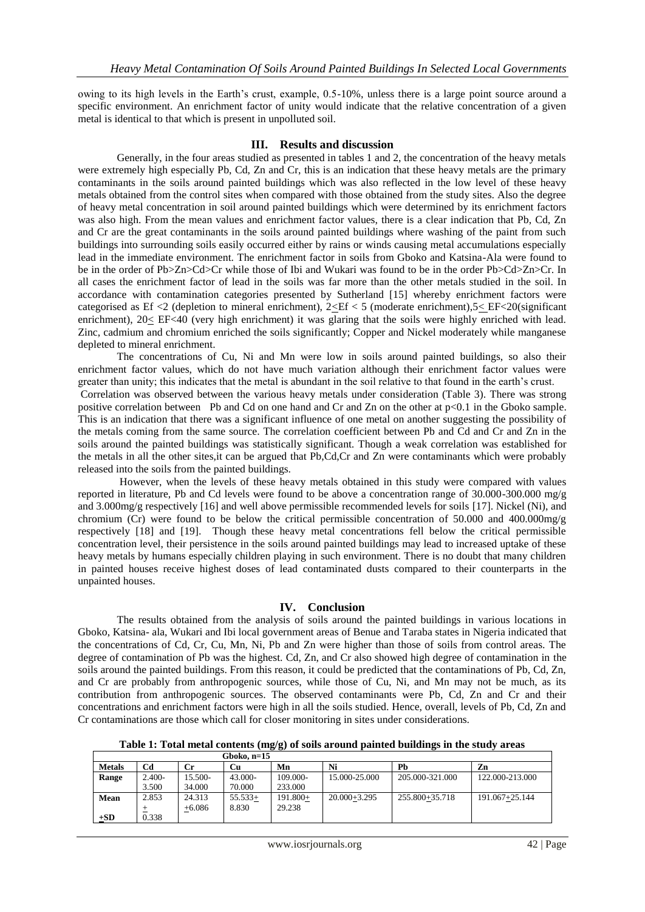owing to its high levels in the Earth's crust, example, 0.5-10%, unless there is a large point source around a specific environment. An enrichment factor of unity would indicate that the relative concentration of a given metal is identical to that which is present in unpolluted soil.

## III. Results and discussion

Generally, in the four areas studied as presented in tables 1 and 2, the concentration of the heavy metals were extremely high especially Pb, Cd, Zn and Cr, this is an indication that these heavy metals are the primary contaminants in the soils around painted buildings which was also reflected in the low level of these heavy metals obtained from the control sites when compared with those obtained from the study sites. Also the degree of heavy metal concentration in soil around painted buildings which were determined by its enrichment factors was also high. From the mean values and enrichment factor values, there is a clear indication that Pb, Cd, Zn and Cr are the great contaminants in the soils around painted buildings where washing of the paint from such buildings into surrounding soils easily occurred either by rains or winds causing metal accumulations especially lead in the immediate environment. The enrichment factor in soils from Gboko and Katsina-Ala were found to be in the order of Pb>Zn>Cd>Cr while those of Ibi and Wukari was found to be in the order Pb>Cd>Zn>Cr. In all cases the enrichment factor of lead in the soils was far more than the other metals studied in the soil. In accordance with contamination categories presented by Sutherland [15] whereby enrichment factors were categorised as Ef <2 (depletion to mineral enrichment), 2<Ef < 5 (moderate enrichment),5< EF<20(significant enrichment), 20< EF<40 (very high enrichment) it was glaring that the soils were highly enriched with lead. Zinc, cadmium and chromium enriched the soils significantly; Copper and Nickel moderately while manganese depleted to mineral enrichment.

The concentrations of Cu, Ni and Mn were low in soils around painted buildings, so also their enrichment factor values, which do not have much variation although their enrichment factor values were greater than unity; this indicates that the metal is abundant in the soil relative to that found in the earth's crust.

Correlation was observed between the various heavy metals under consideration (Table 3). There was strong positive correlation between Pb and Cd on one hand and Cr and Zn on the other at $p<0.1$ in the Gboko sample. This is an indication that there was a significant influence of one metal on another suggesting the possibility of the metals coming from the same source. The correlation coefficient between Pb and Cd and Cr and Zn in the soils around the painted buildings was statistically significant. Though a weak correlation was established for the metals in all the other sites,it can be argued that Pb,Cd,Cr and Zn were contaminants which were probably released into the soils from the painted buildings.

However, when the levels of these heavy metals obtained in this study were compared with values reported in literature, Pb and Cd levels were found to be above a concentration range of 30.000-300.000 mg/g and 3.000mg/g respectively [16] and well above permissible recommended levels for soils [17]. Nickel (Ni), and chromium (Cr) were found to be below the critical permissible concentration of 50.000 and 400.000mg/g respectively [18] and [19]. Though these heavy metal concentrations fell below the critical permissible concentration level, their persistence in the soils around painted buildings may lead to increased uptake of these heavy metals by humans especially children playing in such environment. There is no doubt that many children in painted houses receive highest doses of lead contaminated dusts compared to their counterparts in the unpainted houses.

## IV. Conclusion

The results obtained from the analysis of soils around the painted buildings in various locations in Gboko, Katsina- ala, Wukari and Ibi local government areas of Benue and Taraba states in Nigeria indicated that the concentrations of Cd, Cr, Cu, Mn, Ni, Pb and Zn were higher than those of soils from control areas. The degree of contamination of Pb was the highest. Cd, Zn, and Cr also showed high degree of contamination in the soils around the painted buildings. From this reason, it could be predicted that the contaminations of Pb, Cd, Zn, and Cr are probably from anthropogenic sources, while those of Cu, Ni, and Mn may not be much, as its contribution from anthropogenic sources. The observed contaminants were Pb, Cd, Zn and Cr and their concentrations and enrichment factors were high in all the soils studied. Hence, overall, levels of Pb, Cd, Zn and Cr contaminations are those which call for closer monitoring in sites under considerations.

**Table 1: Total metal contents (mg/g) of soils around painted buildings in the study areas**

| Gboko, n=15 | | | | | | | |
|---|---|---|---|---|---|---|---|
| **Metals** | **Cd** | **Cr** | **Cu** | **Mn** | **Ni** | **Pb** | **Zn** |
| **Range** | 2.400-3.500 | 15.500-34.000 | 43.000-70.000 | 109.000-233.000 | 15.000-25.000 | 205.000-321.000 | 122.000-213.000 |
| **Mean +SD** | 2.853 + 0.338 | 24.313 +6.086 | 55.533+ 8.830 | 191.800+ 29.238 | 20.000+3.295 | 255.800+35.718 | 191.067+25.144 |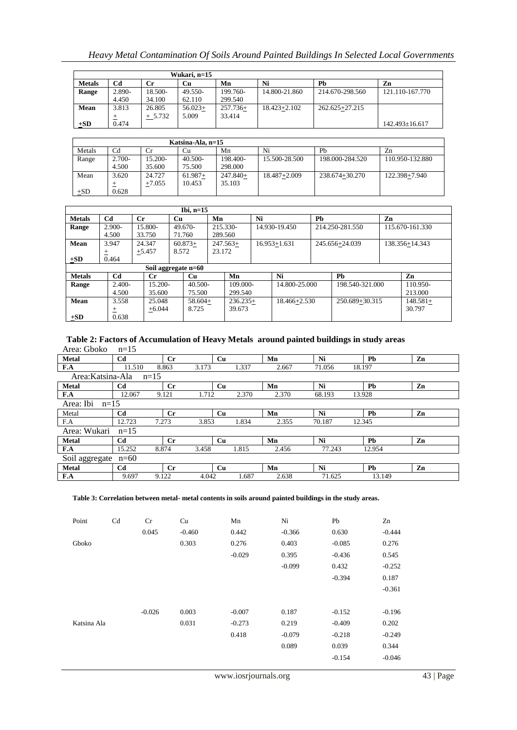| Wukari, n=15 | | | | | | | |
|---|---|---|---|---|---|---|---|
| **Metals** | **Cd** | **Cr** | **Cu** | **Mn** | **Ni** | **Pb** | **Zn** |
| **Range** | 2.890-4.450 | 18.500-34.100 | 49.550-62.110 | 199.760-299.540 | 14.800-21.860 | 214.670-298.560 | 121.110-167.770 |
| **Mean ±SD** | 3.813 ± 0.474 | 26.805 ± 5.732 | 56.023± 5.009 | 257.736± 33.414 | 18.423±2.102 | 262.625±27.215 | 142.493±16.617 |

| Katsina-Ala, n=15 | | | | | | | |
|---|---|---|---|---|---|---|---|
| Metals | Cd | Cr | Cu | Mn | Ni | Pb | Zn |
| Range | 2.700-4.500 | 15.200-35.600 | 40.500-75.500 | 198.400-298.000 | 15.500-28.500 | 198.000-284.520 | 110.950-132.880 |
| Mean ±SD | 3.620 ± 0.628 | 24.727 ±7.055 | 61.987± 10.453 | 247.840± 35.103 | 18.487±2.009 | 238.674±30.270 | 122.398±7.940 |

| Ibi, n=15 | | | | | | | |
|---|---|---|---|---|---|---|---|
| **Metals** | **Cd** | **Cr** | **Cu** | **Mn** | **Ni** | **Pb** | **Zn** |
| **Range** | 2.900-4.500 | 15.800-33.750 | 49.670-71.760 | 215.330-289.560 | 14.930-19.450 | 214.250-281.550 | 115.670-161.330 |
| **Mean ±SD** | 3.947 ± 0.464 | 24.347 ±5.457 | 60.873± 8.572 | 247.563± 23.172 | 16.953±1.631 | 245.656±24.039 | 138.356±14.343 |

| Soil aggregate n=60 | | | | | | | |
|---|---|---|---|---|---|---|---|
| **Metals** | **Cd** | **Cr** | **Cu** | **Mn** | **Ni** | **Pb** | **Zn** |
| **Range** | 2.400-4.500 | 15.200-35.600 | 40.500-75.500 | 109.000-299.540 | 14.800-25.000 | 198.540-321.000 | 110.950-213.000 |
| **Mean ±SD** | 3.558 ± 0.638 | 25.048 ±6.044 | 58.604± 8.725 | 236.235± 39.673 | 18.466±2.530 | 250.689±30.315 | 148.581± 30.797 |

**Table 2: Factors of Accumulation of Heavy Metals around painted buildings in study areas**

Area: Gboko n=15

| **Metal** | **Cd** | **Cr** | **Cu** | **Mn** | **Ni** | **Pb** | **Zn** |
|---|---|---|---|---|---|---|---|
| **F.A** | 11.510 | 8.863 | 3.173 | 1.337 | 2.667 | 71.056 | 18.197 |

Area:Katsina-Ala n=15

| **Metal** | **Cd** | **Cr** | **Cu** | **Mn** | **Ni** | **Pb** | **Zn** |
|---|---|---|---|---|---|---|---|
| **F.A** | 12.067 | 9.121 | 1.712 | 2.370 | 2.370 | 68.193 | 13.928 |

Area: Ibi n=15

| Metal | **Cd** | **Cr** | **Cu** | **Mn** | **Ni** | **Pb** | **Zn** |
|---|---|---|---|---|---|---|---|
| F.A | 12.723 | 7.273 | 3.853 | 1.834 | 2.355 | 70.187 | 12.345 |

Area: Wukari n=15

| **Metal** | **Cd** | **Cr** | **Cu** | **Mn** | **Ni** | **Pb** | **Zn** |
|---|---|---|---|---|---|---|---|
| **F.A** | 15.252 | 8.874 | 3.458 | 1.815 | 2.456 | 77.243 | 12.954 |

Soil aggregate n=60

| **Metal** | **Cd** | **Cr** | **Cu** | **Mn** | **Ni** | **Pb** | **Zn** |
|---|---|---|---|---|---|---|---|
| **F.A** | 9.697 | 9.122 | 4.042 | 1.687 | 2.638 | 71.625 | 13.149 |

**Table 3: Correlation between metal- metal contents in soils around painted buildings in the study areas.**

| Point | Cd | Cr | Cu | Mn | Ni | Pb | Zn |
|---|---|---|---|---|---|---|---|
| | | 0.045 | -0.460 | 0.442 | -0.366 | 0.630 | -0.444 |
| Gboko | | | 0.303 | 0.276 | 0.403 | -0.085 | 0.276 |
| | | | | -0.029 | 0.395 | -0.436 | 0.545 |
| | | | | | -0.099 | 0.432 | -0.252 |
| | | | | | | -0.394 | 0.187 |
| | | | | | | | -0.361 |
| | | -0.026 | 0.003 | -0.007 | 0.187 | -0.152 | -0.196 |
| Katsina Ala | | | 0.031 | -0.273 | 0.219 | -0.409 | 0.202 |
| | | | | 0.418 | -0.079 | -0.218 | -0.249 |
| | | | | | 0.089 | 0.039 | 0.344 |
| | | | | | | -0.154 | -0.046 |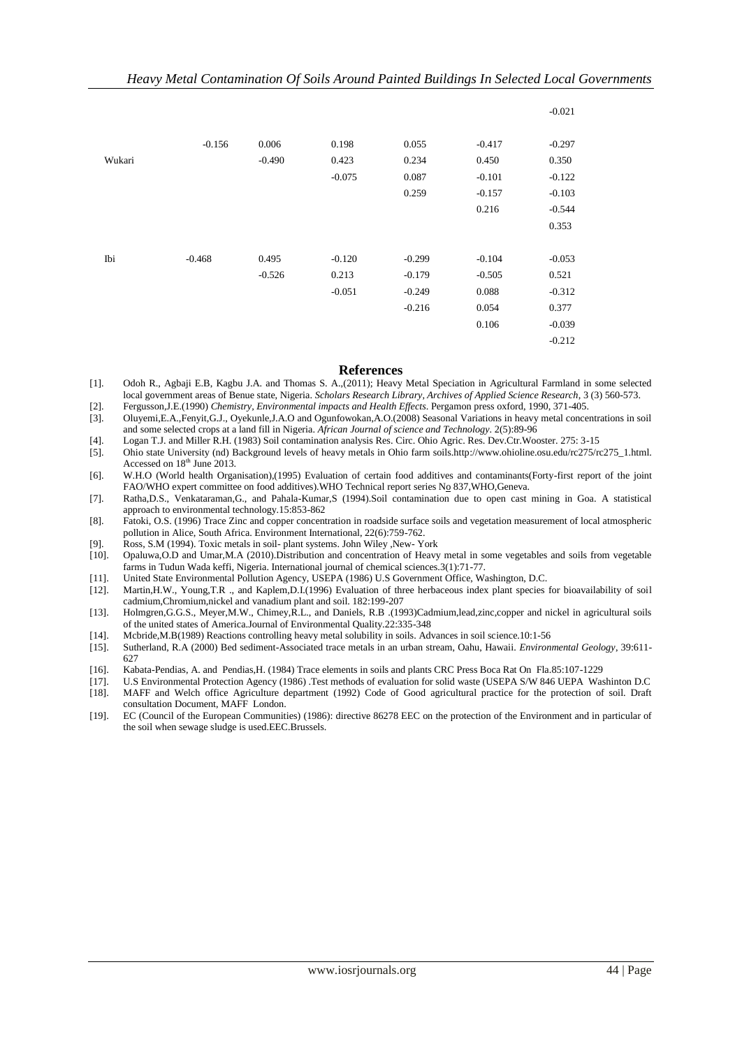| | | | | | | |
|---|---|---|---|---|---|---|
| | | | | | | -0.021 |
| | -0.156 | 0.006 | 0.198 | 0.055 | -0.417 | -0.297 |
| Wukari | | -0.490 | 0.423 | 0.234 | 0.450 | 0.350 |
| | | | -0.075 | 0.087 | -0.101 | -0.122 |
| | | | | 0.259 | -0.157 | -0.103 |
| | | | | | 0.216 | -0.544 |
| | | | | | | 0.353 |
| Ibi | -0.468 | 0.495 | -0.120 | -0.299 | -0.104 | -0.053 |
| | | -0.526 | 0.213 | -0.179 | -0.505 | 0.521 |
| | | | -0.051 | -0.249 | 0.088 | -0.312 |
| | | | | -0.216 | 0.054 | 0.377 |
| | | | | | 0.106 | -0.039 |
| | | | | | | -0.212 |

## References

[1]. Odoh R., Agbaji E.B, Kagbu J.A. and Thomas S. A.,(2011); Heavy Metal Speciation in Agricultural Farmland in some selected local government areas of Benue state, Nigeria. *Scholars Research Library, Archives of Applied Science Research,* 3 (3) 560-573.

[2]. Fergusson,J.E.(1990) *Chemistry, Environmental impacts and Health Effects*. Pergamon press oxford, 1990, 371-405.

[3]. Oluyemi,E.A.,Fenyit,G.J., Oyekunle,J.A.O and Ogunfowokan,A.O.(2008) Seasonal Variations in heavy metal concentrations in soil and some selected crops at a land fill in Nigeria. *African Journal of science and Technology*. 2(5):89-96

[4]. Logan T.J. and Miller R.H. (1983) Soil contamination analysis Res. Circ. Ohio Agric. Res. Dev.Ctr.Wooster. 275: 3-15

[5]. Ohio state University (nd) Background levels of heavy metals in Ohio farm soils.http://www.ohioline.osu.edu/rc275/rc275_1.html. Accessed on 18th June 2013.

[6]. W.H.O (World health Organisation),(1995) Evaluation of certain food additives and contaminants(Forty-first report of the joint FAO/WHO expert committee on food additives).WHO Technical report series No 837,WHO,Geneva.

[7]. Ratha,D.S., Venkataraman,G., and Pahala-Kumar,S (1994).Soil contamination due to open cast mining in Goa. A statistical approach to environmental technology.15:853-862

[8]. Fatoki, O.S. (1996) Trace Zinc and copper concentration in roadside surface soils and vegetation measurement of local atmospheric pollution in Alice, South Africa. Environment International, 22(6):759-762.

[9]. Ross, S.M (1994). Toxic metals in soil- plant systems. John Wiley ,New- York

[10]. Opaluwa,O.D and Umar,M.A (2010).Distribution and concentration of Heavy metal in some vegetables and soils from vegetable farms in Tudun Wada keffi, Nigeria. International journal of chemical sciences.3(1):71-77.

[11]. United State Environmental Pollution Agency, USEPA (1986) U.S Government Office, Washington, D.C.

[12]. Martin,H.W., Young,T.R ., and Kaplem,D.I.(1996) Evaluation of three herbaceous index plant species for bioavailability of soil cadmium,Chromium,nickel and vanadium plant and soil. 182:199-207

[13]. Holmgren,G.G.S., Meyer,M.W., Chimey,R.L., and Daniels, R.B .(1993)Cadmium,lead,zinc,copper and nickel in agricultural soils of the united states of America.Journal of Environmental Quality.22:335-348

[14]. Mcbride,M.B(1989) Reactions controlling heavy metal solubility in soils. Advances in soil science.10:1-56

[15]. Sutherland, R.A (2000) Bed sediment-Associated trace metals in an urban stream, Oahu, Hawaii. *Environmental Geology*, 39:611-627

[16]. Kabata-Pendias, A. and Pendias,H. (1984) Trace elements in soils and plants CRC Press Boca Rat On Fla.85:107-1229

[17]. U.S Environmental Protection Agency (1986) .Test methods of evaluation for solid waste (USEPA S/W 846 UEPA Washinton D.C

[18]. MAFF and Welch office Agriculture department (1992) Code of Good agricultural practice for the protection of soil. Draft consultation Document, MAFF London.

[19]. EC (Council of the European Communities) (1986): directive 86278 EEC on the protection of the Environment and in particular of the soil when sewage sludge is used.EEC.Brussels.